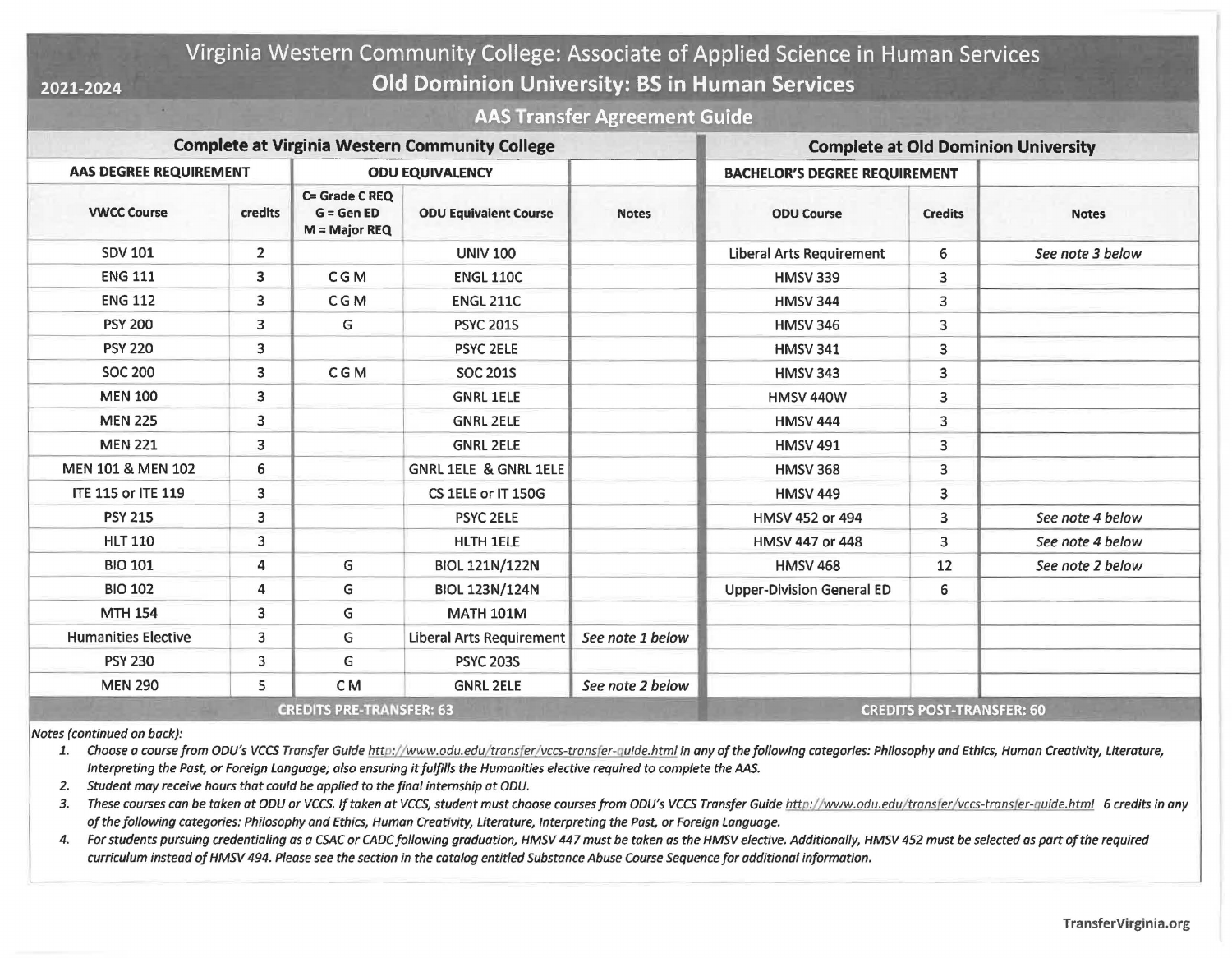# Virginia Western Community College: Associate of Applied Science in Human Services

2021-2024

## Old Dominion University: BS in Human Services

### AAS Transfer Agreement Guide

| Complete at Virginia Western Community College | | | | | Complete at Old Dominion University | | |
|---|---|---|---|---|---|---|---|
| AAS DEGREE REQUIREMENT | | ODU EQUIVALENCY | | | BACHELOR'S DEGREE REQUIREMENT | | |
| VWCC Course | credits | C= Grade C REQ G = Gen ED M = Major REQ | ODU Equivalent Course | Notes | ODU Course | Credits | Notes |
| SDV 101 | 2 | | UNIV 100 | | Liberal Arts Requirement | 6 | *See note 3 below* |
| ENG 111 | 3 | C G M | ENGL 110C | | HMSV 339 | 3 | |
| ENG 112 | 3 | C G M | ENGL 211C | | HMSV 344 | 3 | |
| PSY 200 | 3 | G | PSYC 201S | | HMSV 346 | 3 | |
| PSY 220 | 3 | | PSYC 2ELE | | HMSV 341 | 3 | |
| SOC 200 | 3 | C G M | SOC 201S | | HMSV 343 | 3 | |
| MEN 100 | 3 | | GNRL 1ELE | | HMSV 440W | 3 | |
| MEN 225 | 3 | | GNRL 2ELE | | HMSV 444 | 3 | |
| MEN 221 | 3 | | GNRL 2ELE | | HMSV 491 | 3 | |
| MEN 101 & MEN 102 | 6 | | GNRL 1ELE & GNRL 1ELE | | HMSV 368 | 3 | |
| ITE 115 or ITE 119 | 3 | | CS 1ELE or IT 150G | | HMSV 449 | 3 | |
| PSY 215 | 3 | | PSYC 2ELE | | HMSV 452 or 494 | 3 | *See note 4 below* |
| HLT 110 | 3 | | HLTH 1ELE | | HMSV 447 or 448 | 3 | *See note 4 below* |
| BIO 101 | 4 | G | BIOL 121N/122N | | HMSV 468 | 12 | *See note 2 below* |
| BIO 102 | 4 | G | BIOL 123N/124N | | Upper-Division General ED | 6 | |
| MTH 154 | 3 | G | MATH 101M | | | | |
| Humanities Elective | 3 | G | Liberal Arts Requirement | *See note 1 below* | | | |
| PSY 230 | 3 | G | PSYC 203S | | | | |
| MEN 290 | 5 | C M | GNRL 2ELE | *See note 2 below* | | | |
| **CREDITS PRE-TRANSFER: 63** | | | | | **CREDITS POST-TRANSFER: 60** | | |

*Notes (continued on back):*

1. *Choose a course from ODU's VCCS Transfer Guide http://www.odu.edu/transfer/vccs-transfer-guide.html in any of the following categories: Philosophy and Ethics, Human Creativity, Literature, Interpreting the Past, or Foreign Language; also ensuring it fulfills the Humanities elective required to complete the AAS.*
2. *Student may receive hours that could be applied to the final internship at ODU.*
3. *These courses can be taken at ODU or VCCS. If taken at VCCS, student must choose courses from ODU's VCCS Transfer Guide http://www.odu.edu/transfer/vccs-transfer-guide.html 6 credits in any of the following categories: Philosophy and Ethics, Human Creativity, Literature, Interpreting the Past, or Foreign Language.*
4. *For students pursuing credentialing as a CSAC or CADC following graduation, HMSV 447 must be taken as the HMSV elective. Additionally, HMSV 452 must be selected as part of the required curriculum instead of HMSV 494. Please see the section in the catalog entitled Substance Abuse Course Sequence for additional information.*

TransferVirginia.org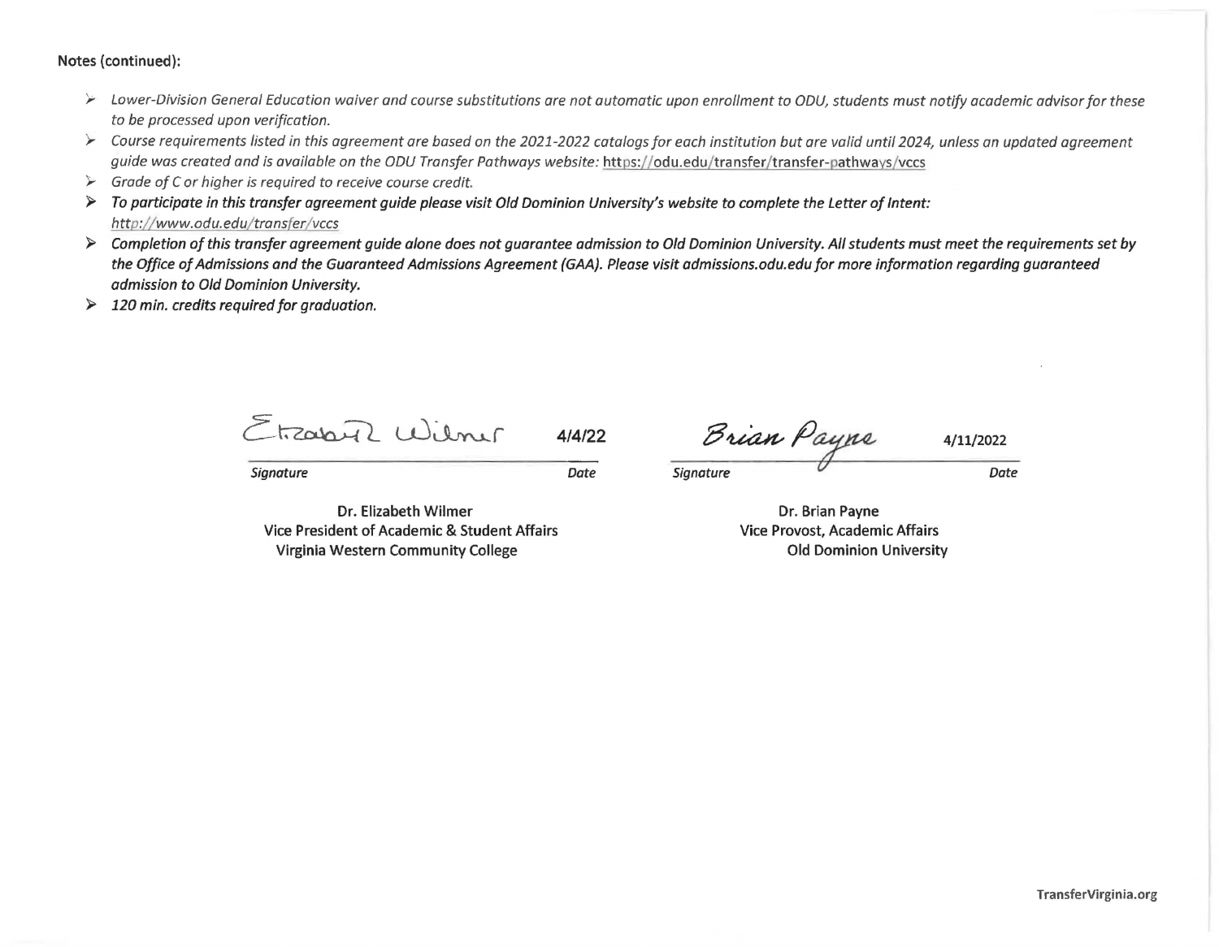**Notes (continued):**

- *Lower-Division General Education waiver and course substitutions are not automatic upon enrollment to ODU, students must notify academic advisor for these to be processed upon verification.*
- *Course requirements listed in this agreement are based on the 2021-2022 catalogs for each institution but are valid until 2024, unless an updated agreement guide was created and is available on the ODU Transfer Pathways website:* https://odu.edu/transfer/transfer-pathways/vccs
- *Grade of C or higher is required to receive course credit.*
- ***To participate in this transfer agreement guide please visit Old Dominion University's website to complete the Letter of Intent:*** *http://www.odu.edu/transfer/vccs*
- ***Completion of this transfer agreement guide alone does not guarantee admission to Old Dominion University. All students must meet the requirements set by the Office of Admissions and the Guaranteed Admissions Agreement (GAA). Please visit admissions.odu.edu for more information regarding guaranteed admission to Old Dominion University.***
- ***120 min. credits required for graduation.***

Elizabeth Wilmer **4/4/22**

*Signature* *Date*

**Dr. Elizabeth Wilmer**
**Vice President of Academic & Student Affairs**
**Virginia Western Community College**

Brian Payne **4/11/2022**

*Signature* *Date*

**Dr. Brian Payne**
**Vice Provost, Academic Affairs**
**Old Dominion University**

**TransferVirginia.org**